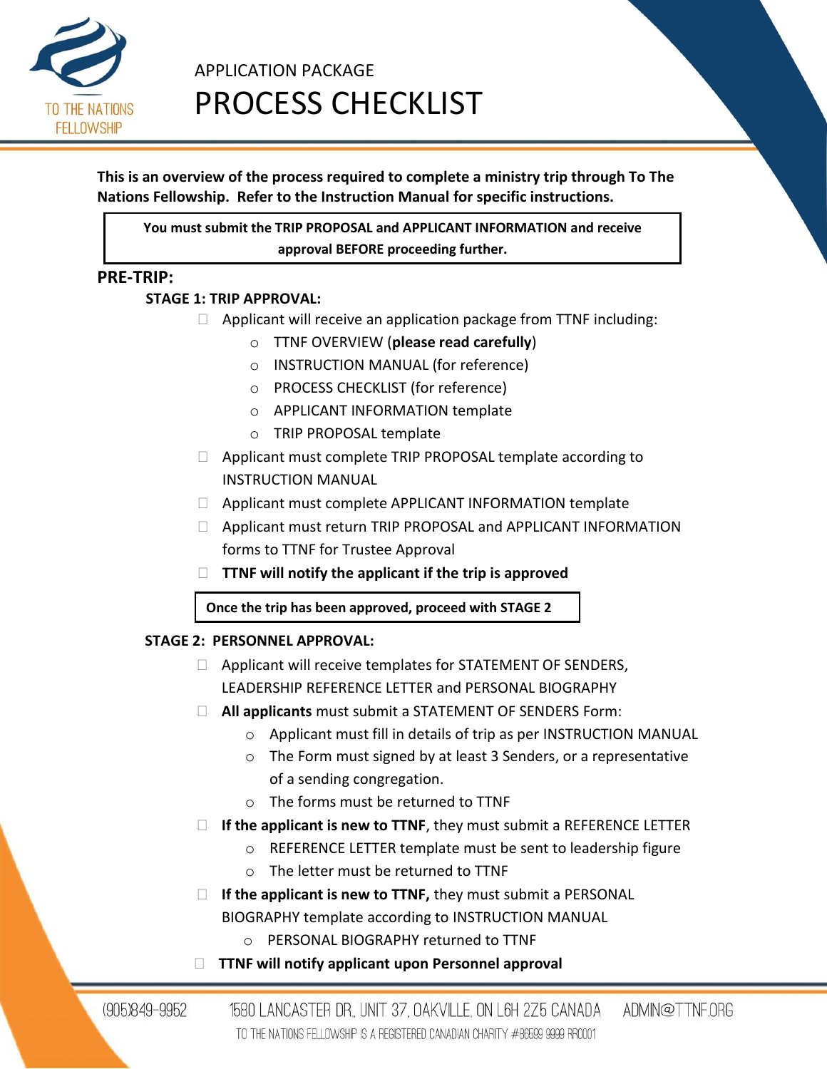TO THE NATIONS FELLOWSHIP

APPLICATION PACKAGE

# PROCESS CHECKLIST

**This is an overview of the process required to complete a ministry trip through To The Nations Fellowship. Refer to the Instruction Manual for specific instructions.**

**You must submit the TRIP PROPOSAL and APPLICANT INFORMATION and receive approval BEFORE proceeding further.**

## PRE-TRIP:

### STAGE 1: TRIP APPROVAL:

- [ ] Applicant will receive an application package from TTNF including:
  - TTNF OVERVIEW (**please read carefully**)
  - INSTRUCTION MANUAL (for reference)
  - PROCESS CHECKLIST (for reference)
  - APPLICANT INFORMATION template
  - TRIP PROPOSAL template
- [ ] Applicant must complete TRIP PROPOSAL template according to INSTRUCTION MANUAL
- [ ] Applicant must complete APPLICANT INFORMATION template
- [ ] Applicant must return TRIP PROPOSAL and APPLICANT INFORMATION forms to TTNF for Trustee Approval
- [ ] **TTNF will notify the applicant if the trip is approved**

**Once the trip has been approved, proceed with STAGE 2**

### STAGE 2: PERSONNEL APPROVAL:

- [ ] Applicant will receive templates for STATEMENT OF SENDERS, LEADERSHIP REFERENCE LETTER and PERSONAL BIOGRAPHY
- [ ] **All applicants** must submit a STATEMENT OF SENDERS Form:
  - Applicant must fill in details of trip as per INSTRUCTION MANUAL
  - The Form must signed by at least 3 Senders, or a representative of a sending congregation.
  - The forms must be returned to TTNF
- [ ] **If the applicant is new to TTNF**, they must submit a REFERENCE LETTER
  - REFERENCE LETTER template must be sent to leadership figure
  - The letter must be returned to TTNF
- [ ] **If the applicant is new to TTNF,** they must submit a PERSONAL BIOGRAPHY template according to INSTRUCTION MANUAL
  - PERSONAL BIOGRAPHY returned to TTNF
- [ ] **TTNF will notify applicant upon Personnel approval**

(905)849-9952 1580 LANCASTER DR., UNIT 37, OAKVILLE, ON L6H 2Z5 CANADA ADMIN@TTNF.ORG

TO THE NATIONS FELLOWSHIP IS A REGISTERED CANADIAN CHARITY #86599 9999 RR0001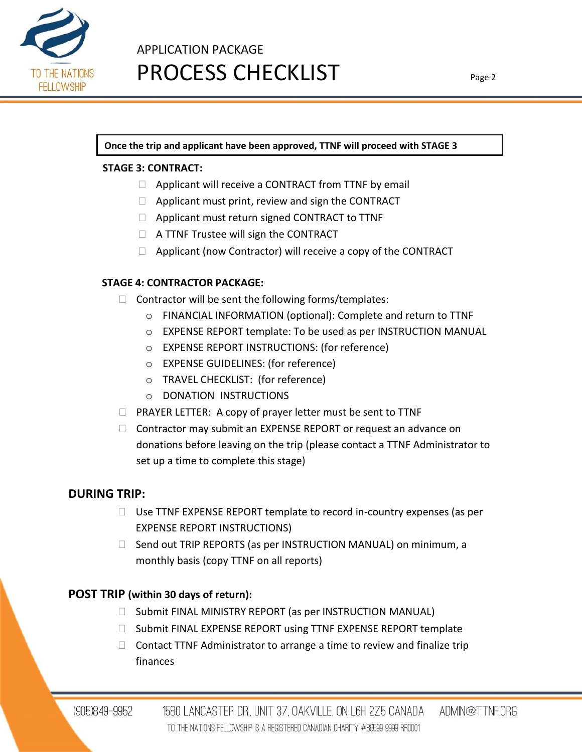APPLICATION PACKAGE

# PROCESS CHECKLIST

**Once the trip and applicant have been approved, TTNF will proceed with STAGE 3**

**STAGE 3: CONTRACT:**

- ☐ Applicant will receive a CONTRACT from TTNF by email
- ☐ Applicant must print, review and sign the CONTRACT
- ☐ Applicant must return signed CONTRACT to TTNF
- ☐ A TTNF Trustee will sign the CONTRACT
- ☐ Applicant (now Contractor) will receive a copy of the CONTRACT

**STAGE 4: CONTRACTOR PACKAGE:**

- ☐ Contractor will be sent the following forms/templates:
  - FINANCIAL INFORMATION (optional): Complete and return to TTNF
  - EXPENSE REPORT template: To be used as per INSTRUCTION MANUAL
  - EXPENSE REPORT INSTRUCTIONS: (for reference)
  - EXPENSE GUIDELINES: (for reference)
  - TRAVEL CHECKLIST: (for reference)
  - DONATION INSTRUCTIONS
- ☐ PRAYER LETTER: A copy of prayer letter must be sent to TTNF
- ☐ Contractor may submit an EXPENSE REPORT or request an advance on donations before leaving on the trip (please contact a TTNF Administrator to set up a time to complete this stage)

## DURING TRIP:

- ☐ Use TTNF EXPENSE REPORT template to record in-country expenses (as per EXPENSE REPORT INSTRUCTIONS)
- ☐ Send out TRIP REPORTS (as per INSTRUCTION MANUAL) on minimum, a monthly basis (copy TTNF on all reports)

## POST TRIP (within 30 days of return):

- ☐ Submit FINAL MINISTRY REPORT (as per INSTRUCTION MANUAL)
- ☐ Submit FINAL EXPENSE REPORT using TTNF EXPENSE REPORT template
- ☐ Contact TTNF Administrator to arrange a time to review and finalize trip finances

(905)849-9952 1580 LANCASTER DR., UNIT 37, OAKVILLE, ON L6H 2Z5 CANADA ADMIN@TTNF.ORG

TO THE NATIONS FELLOWSHIP IS A REGISTERED CANADIAN CHARITY #86599 9999 RR0001